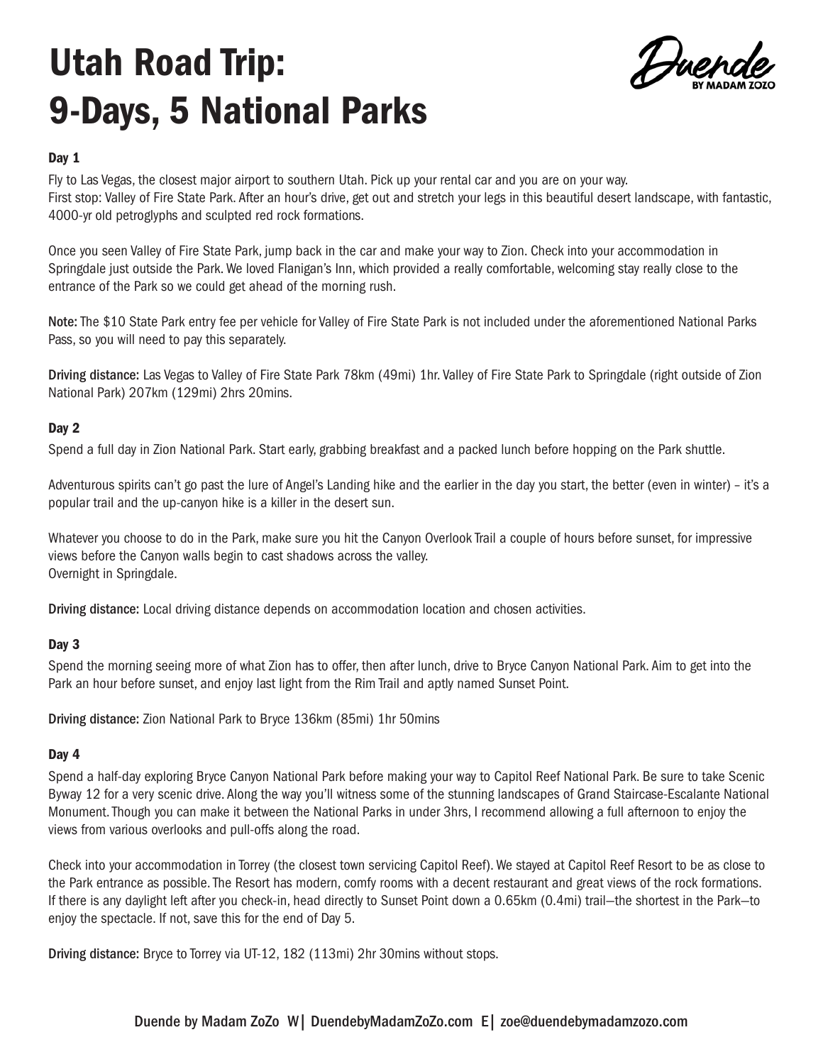# Utah Road Trip: 9-Days, 5 National Parks

Duende BY MADAM ZOZO

### Day 1

Fly to Las Vegas, the closest major airport to southern Utah. Pick up your rental car and you are on your way.
First stop: Valley of Fire State Park. After an hour's drive, get out and stretch your legs in this beautiful desert landscape, with fantastic, 4000-yr old petroglyphs and sculpted red rock formations.

Once you seen Valley of Fire State Park, jump back in the car and make your way to Zion. Check into your accommodation in Springdale just outside the Park. We loved Flanigan's Inn, which provided a really comfortable, welcoming stay really close to the entrance of the Park so we could get ahead of the morning rush.

**Note:** The $10 State Park entry fee per vehicle for Valley of Fire State Park is not included under the aforementioned National Parks Pass, so you will need to pay this separately.

**Driving distance:** Las Vegas to Valley of Fire State Park 78km (49mi) 1hr. Valley of Fire State Park to Springdale (right outside of Zion National Park) 207km (129mi) 2hrs 20mins.

### Day 2

Spend a full day in Zion National Park. Start early, grabbing breakfast and a packed lunch before hopping on the Park shuttle.

Adventurous spirits can't go past the lure of Angel's Landing hike and the earlier in the day you start, the better (even in winter) – it's a popular trail and the up-canyon hike is a killer in the desert sun.

Whatever you choose to do in the Park, make sure you hit the Canyon Overlook Trail a couple of hours before sunset, for impressive views before the Canyon walls begin to cast shadows across the valley.
Overnight in Springdale.

**Driving distance:** Local driving distance depends on accommodation location and chosen activities.

### Day 3

Spend the morning seeing more of what Zion has to offer, then after lunch, drive to Bryce Canyon National Park. Aim to get into the Park an hour before sunset, and enjoy last light from the Rim Trail and aptly named Sunset Point.

**Driving distance:** Zion National Park to Bryce 136km (85mi) 1hr 50mins

### Day 4

Spend a half-day exploring Bryce Canyon National Park before making your way to Capitol Reef National Park. Be sure to take Scenic Byway 12 for a very scenic drive. Along the way you'll witness some of the stunning landscapes of Grand Staircase-Escalante National Monument. Though you can make it between the National Parks in under 3hrs, I recommend allowing a full afternoon to enjoy the views from various overlooks and pull-offs along the road.

Check into your accommodation in Torrey (the closest town servicing Capitol Reef). We stayed at Capitol Reef Resort to be as close to the Park entrance as possible. The Resort has modern, comfy rooms with a decent restaurant and great views of the rock formations. If there is any daylight left after you check-in, head directly to Sunset Point down a 0.65km (0.4mi) trail—the shortest in the Park—to enjoy the spectacle. If not, save this for the end of Day 5.

**Driving distance:** Bryce to Torrey via UT-12, 182 (113mi) 2hr 30mins without stops.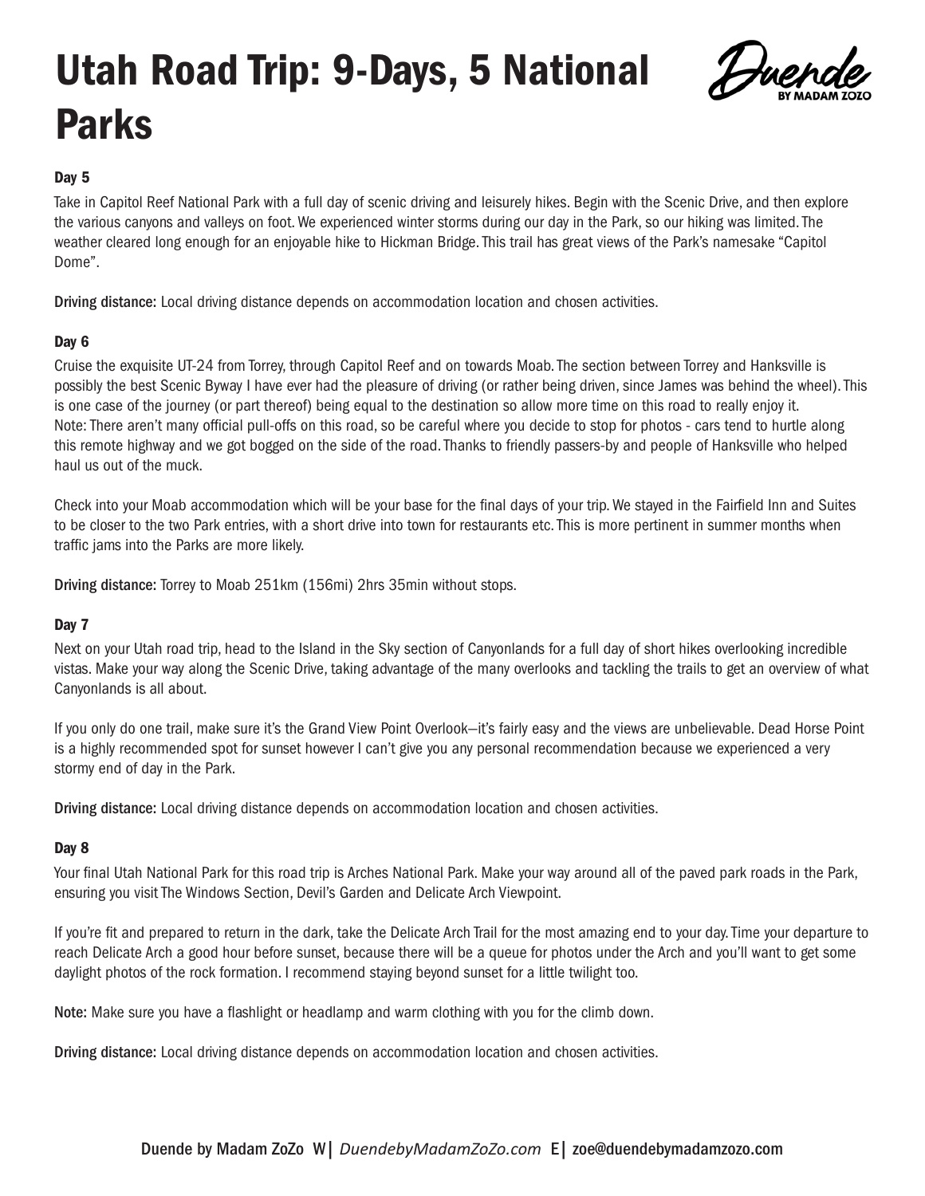# Utah Road Trip: 9-Days, 5 National Parks

### Day 5

Take in Capitol Reef National Park with a full day of scenic driving and leisurely hikes. Begin with the Scenic Drive, and then explore the various canyons and valleys on foot. We experienced winter storms during our day in the Park, so our hiking was limited. The weather cleared long enough for an enjoyable hike to Hickman Bridge. This trail has great views of the Park's namesake "Capitol Dome".

**Driving distance:** Local driving distance depends on accommodation location and chosen activities.

### Day 6

Cruise the exquisite UT-24 from Torrey, through Capitol Reef and on towards Moab. The section between Torrey and Hanksville is possibly the best Scenic Byway I have ever had the pleasure of driving (or rather being driven, since James was behind the wheel). This is one case of the journey (or part thereof) being equal to the destination so allow more time on this road to really enjoy it.
Note: There aren't many official pull-offs on this road, so be careful where you decide to stop for photos - cars tend to hurtle along this remote highway and we got bogged on the side of the road. Thanks to friendly passers-by and people of Hanksville who helped haul us out of the muck.

Check into your Moab accommodation which will be your base for the final days of your trip. We stayed in the Fairfield Inn and Suites to be closer to the two Park entries, with a short drive into town for restaurants etc. This is more pertinent in summer months when traffic jams into the Parks are more likely.

**Driving distance:** Torrey to Moab 251km (156mi) 2hrs 35min without stops.

### Day 7

Next on your Utah road trip, head to the Island in the Sky section of Canyonlands for a full day of short hikes overlooking incredible vistas. Make your way along the Scenic Drive, taking advantage of the many overlooks and tackling the trails to get an overview of what Canyonlands is all about.

If you only do one trail, make sure it's the Grand View Point Overlook—it's fairly easy and the views are unbelievable. Dead Horse Point is a highly recommended spot for sunset however I can't give you any personal recommendation because we experienced a very stormy end of day in the Park.

**Driving distance:** Local driving distance depends on accommodation location and chosen activities.

### Day 8

Your final Utah National Park for this road trip is Arches National Park. Make your way around all of the paved park roads in the Park, ensuring you visit The Windows Section, Devil's Garden and Delicate Arch Viewpoint.

If you're fit and prepared to return in the dark, take the Delicate Arch Trail for the most amazing end to your day. Time your departure to reach Delicate Arch a good hour before sunset, because there will be a queue for photos under the Arch and you'll want to get some daylight photos of the rock formation. I recommend staying beyond sunset for a little twilight too.

**Note:** Make sure you have a flashlight or headlamp and warm clothing with you for the climb down.

**Driving distance:** Local driving distance depends on accommodation location and chosen activities.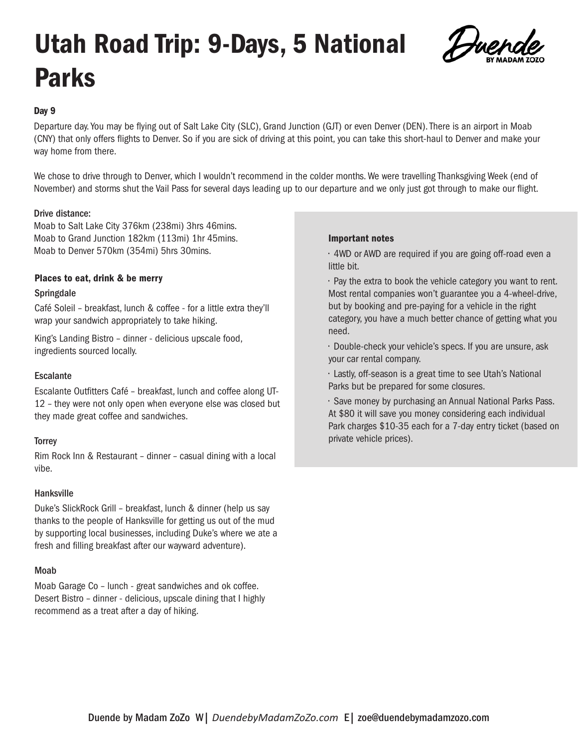# Utah Road Trip: 9-Days, 5 National Parks

### Day 9

Departure day. You may be flying out of Salt Lake City (SLC), Grand Junction (GJT) or even Denver (DEN). There is an airport in Moab (CNY) that only offers flights to Denver. So if you are sick of driving at this point, you can take this short-haul to Denver and make your way home from there.

We chose to drive through to Denver, which I wouldn't recommend in the colder months. We were travelling Thanksgiving Week (end of November) and storms shut the Vail Pass for several days leading up to our departure and we only just got through to make our flight.

Drive distance:
Moab to Salt Lake City 376km (238mi) 3hrs 46mins.
Moab to Grand Junction 182km (113mi) 1hr 45mins.
Moab to Denver 570km (354mi) 5hrs 30mins.

### Places to eat, drink & be merry

**Springdale**

Café Soleil – breakfast, lunch & coffee - for a little extra they'll wrap your sandwich appropriately to take hiking.

King's Landing Bistro – dinner - delicious upscale food, ingredients sourced locally.

**Escalante**

Escalante Outfitters Café – breakfast, lunch and coffee along UT-12 – they were not only open when everyone else was closed but they made great coffee and sandwiches.

**Torrey**

Rim Rock Inn & Restaurant – dinner – casual dining with a local vibe.

**Hanksville**

Duke's SlickRock Grill – breakfast, lunch & dinner (help us say thanks to the people of Hanksville for getting us out of the mud by supporting local businesses, including Duke's where we ate a fresh and filling breakfast after our wayward adventure).

**Moab**

Moab Garage Co – lunch - great sandwiches and ok coffee.
Desert Bistro – dinner - delicious, upscale dining that I highly recommend as a treat after a day of hiking.

### Important notes

- 4WD or AWD are required if you are going off-road even a little bit.
- Pay the extra to book the vehicle category you want to rent. Most rental companies won't guarantee you a 4-wheel-drive, but by booking and pre-paying for a vehicle in the right category, you have a much better chance of getting what you need.
- Double-check your vehicle's specs. If you are unsure, ask your car rental company.
- Lastly, off-season is a great time to see Utah's National Parks but be prepared for some closures.
- Save money by purchasing an Annual National Parks Pass. At $80 it will save you money considering each individual Park charges $10-35 each for a 7-day entry ticket (based on private vehicle prices).